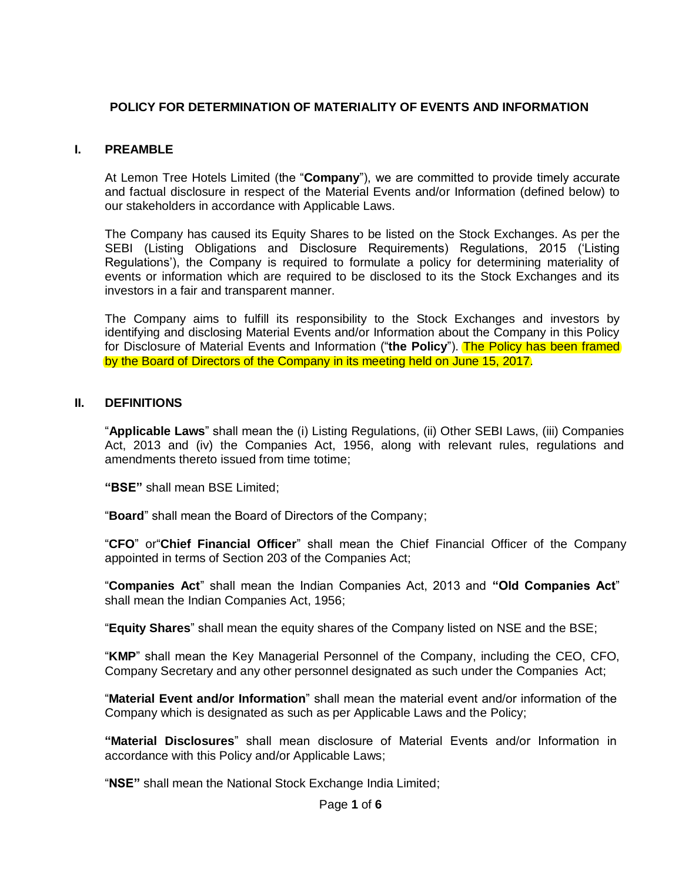# POLICY FOR DETERMINATION OF MATERIALITY OF EVENTS AND INFORMATION

## I. PREAMBLE

At Lemon Tree Hotels Limited (the "**Company**"), we are committed to provide timely accurate and factual disclosure in respect of the Material Events and/or Information (defined below) to our stakeholders in accordance with Applicable Laws.

The Company has caused its Equity Shares to be listed on the Stock Exchanges. As per the SEBI (Listing Obligations and Disclosure Requirements) Regulations, 2015 ('Listing Regulations'), the Company is required to formulate a policy for determining materiality of events or information which are required to be disclosed to its the Stock Exchanges and its investors in a fair and transparent manner.

The Company aims to fulfill its responsibility to the Stock Exchanges and investors by identifying and disclosing Material Events and/or Information about the Company in this Policy for Disclosure of Material Events and Information ("**the Policy**"). The Policy has been framed by the Board of Directors of the Company in its meeting held on June 15, 2017.

## II. DEFINITIONS

"**Applicable Laws**" shall mean the (i) Listing Regulations, (ii) Other SEBI Laws, (iii) Companies Act, 2013 and (iv) the Companies Act, 1956, along with relevant rules, regulations and amendments thereto issued from time totime;

**"BSE"** shall mean BSE Limited;

"**Board**" shall mean the Board of Directors of the Company;

"**CFO**" or"**Chief Financial Officer**" shall mean the Chief Financial Officer of the Company appointed in terms of Section 203 of the Companies Act;

"**Companies Act**" shall mean the Indian Companies Act, 2013 and **"Old Companies Act**" shall mean the Indian Companies Act, 1956;

"**Equity Shares**" shall mean the equity shares of the Company listed on NSE and the BSE;

"**KMP**" shall mean the Key Managerial Personnel of the Company, including the CEO, CFO, Company Secretary and any other personnel designated as such under the Companies Act;

"**Material Event and/or Information**" shall mean the material event and/or information of the Company which is designated as such as per Applicable Laws and the Policy;

**"Material Disclosures**" shall mean disclosure of Material Events and/or Information in accordance with this Policy and/or Applicable Laws;

"**NSE"** shall mean the National Stock Exchange India Limited;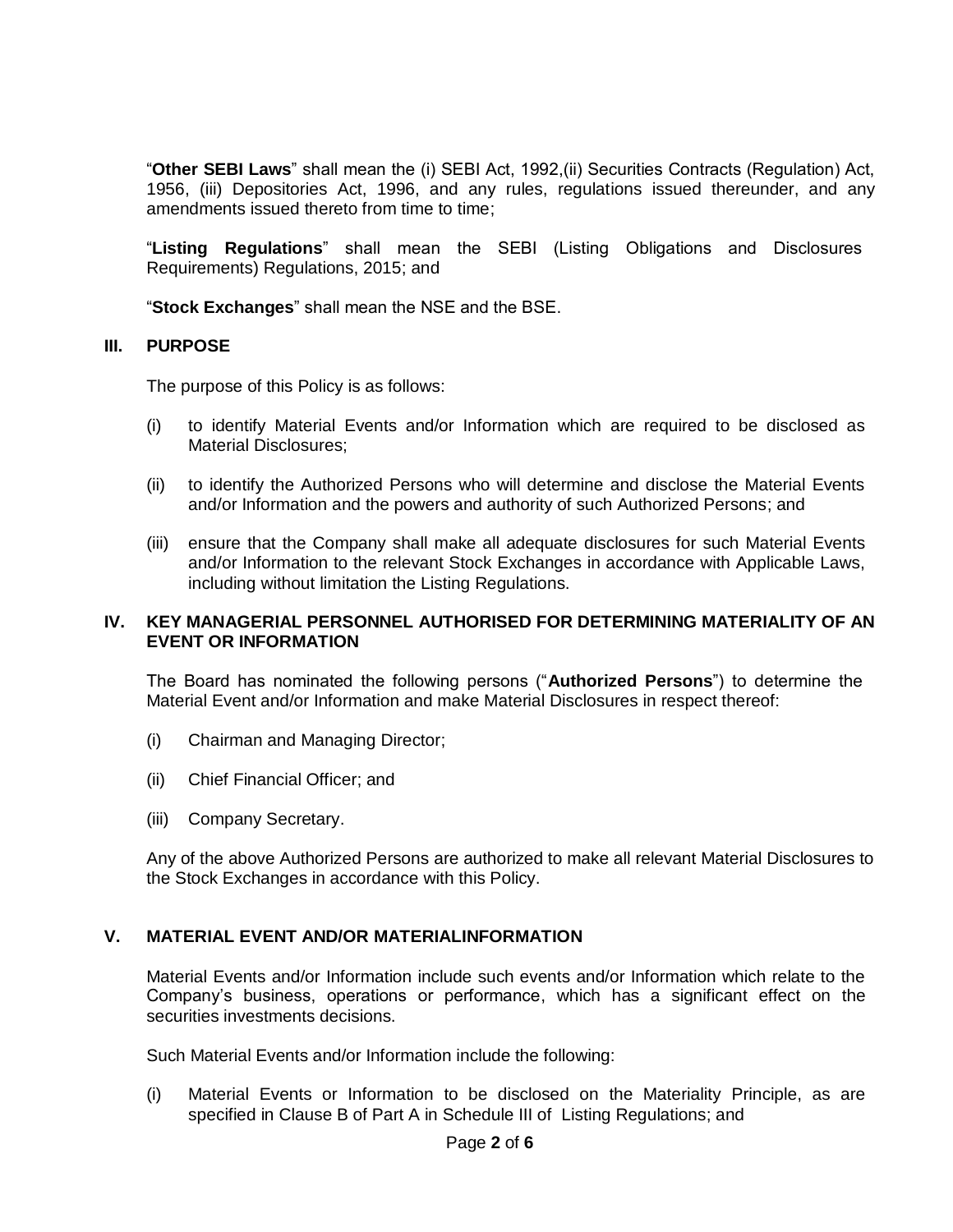"**Other SEBI Laws**" shall mean the (i) SEBI Act, 1992,(ii) Securities Contracts (Regulation) Act, 1956, (iii) Depositories Act, 1996, and any rules, regulations issued thereunder, and any amendments issued thereto from time to time;

"**Listing Regulations**" shall mean the SEBI (Listing Obligations and Disclosures Requirements) Regulations, 2015; and

"**Stock Exchanges**" shall mean the NSE and the BSE.

## III. PURPOSE

The purpose of this Policy is as follows:

(i) to identify Material Events and/or Information which are required to be disclosed as Material Disclosures;

(ii) to identify the Authorized Persons who will determine and disclose the Material Events and/or Information and the powers and authority of such Authorized Persons; and

(iii) ensure that the Company shall make all adequate disclosures for such Material Events and/or Information to the relevant Stock Exchanges in accordance with Applicable Laws, including without limitation the Listing Regulations.

## IV. KEY MANAGERIAL PERSONNEL AUTHORISED FOR DETERMINING MATERIALITY OF AN EVENT OR INFORMATION

The Board has nominated the following persons ("**Authorized Persons**") to determine the Material Event and/or Information and make Material Disclosures in respect thereof:

(i) Chairman and Managing Director;

(ii) Chief Financial Officer; and

(iii) Company Secretary.

Any of the above Authorized Persons are authorized to make all relevant Material Disclosures to the Stock Exchanges in accordance with this Policy.

## V. MATERIAL EVENT AND/OR MATERIALINFORMATION

Material Events and/or Information include such events and/or Information which relate to the Company's business, operations or performance, which has a significant effect on the securities investments decisions.

Such Material Events and/or Information include the following:

(i) Material Events or Information to be disclosed on the Materiality Principle, as are specified in Clause B of Part A in Schedule III of Listing Regulations; and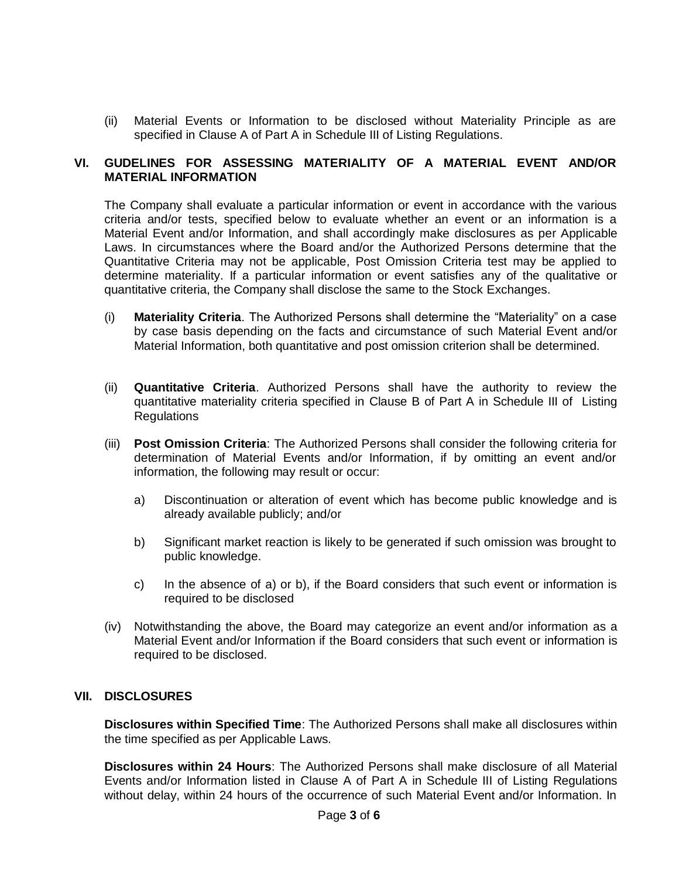(ii) Material Events or Information to be disclosed without Materiality Principle as are specified in Clause A of Part A in Schedule III of Listing Regulations.

## VI. GUDELINES FOR ASSESSING MATERIALITY OF A MATERIAL EVENT AND/OR MATERIAL INFORMATION

The Company shall evaluate a particular information or event in accordance with the various criteria and/or tests, specified below to evaluate whether an event or an information is a Material Event and/or Information, and shall accordingly make disclosures as per Applicable Laws. In circumstances where the Board and/or the Authorized Persons determine that the Quantitative Criteria may not be applicable, Post Omission Criteria test may be applied to determine materiality. If a particular information or event satisfies any of the qualitative or quantitative criteria, the Company shall disclose the same to the Stock Exchanges.

(i) **Materiality Criteria**. The Authorized Persons shall determine the "Materiality" on a case by case basis depending on the facts and circumstance of such Material Event and/or Material Information, both quantitative and post omission criterion shall be determined.

(ii) **Quantitative Criteria**. Authorized Persons shall have the authority to review the quantitative materiality criteria specified in Clause B of Part A in Schedule III of Listing Regulations

(iii) **Post Omission Criteria**: The Authorized Persons shall consider the following criteria for determination of Material Events and/or Information, if by omitting an event and/or information, the following may result or occur:

   a) Discontinuation or alteration of event which has become public knowledge and is already available publicly; and/or

   b) Significant market reaction is likely to be generated if such omission was brought to public knowledge.

   c) In the absence of a) or b), if the Board considers that such event or information is required to be disclosed

(iv) Notwithstanding the above, the Board may categorize an event and/or information as a Material Event and/or Information if the Board considers that such event or information is required to be disclosed.

## VII. DISCLOSURES

**Disclosures within Specified Time**: The Authorized Persons shall make all disclosures within the time specified as per Applicable Laws.

**Disclosures within 24 Hours**: The Authorized Persons shall make disclosure of all Material Events and/or Information listed in Clause A of Part A in Schedule III of Listing Regulations without delay, within 24 hours of the occurrence of such Material Event and/or Information. In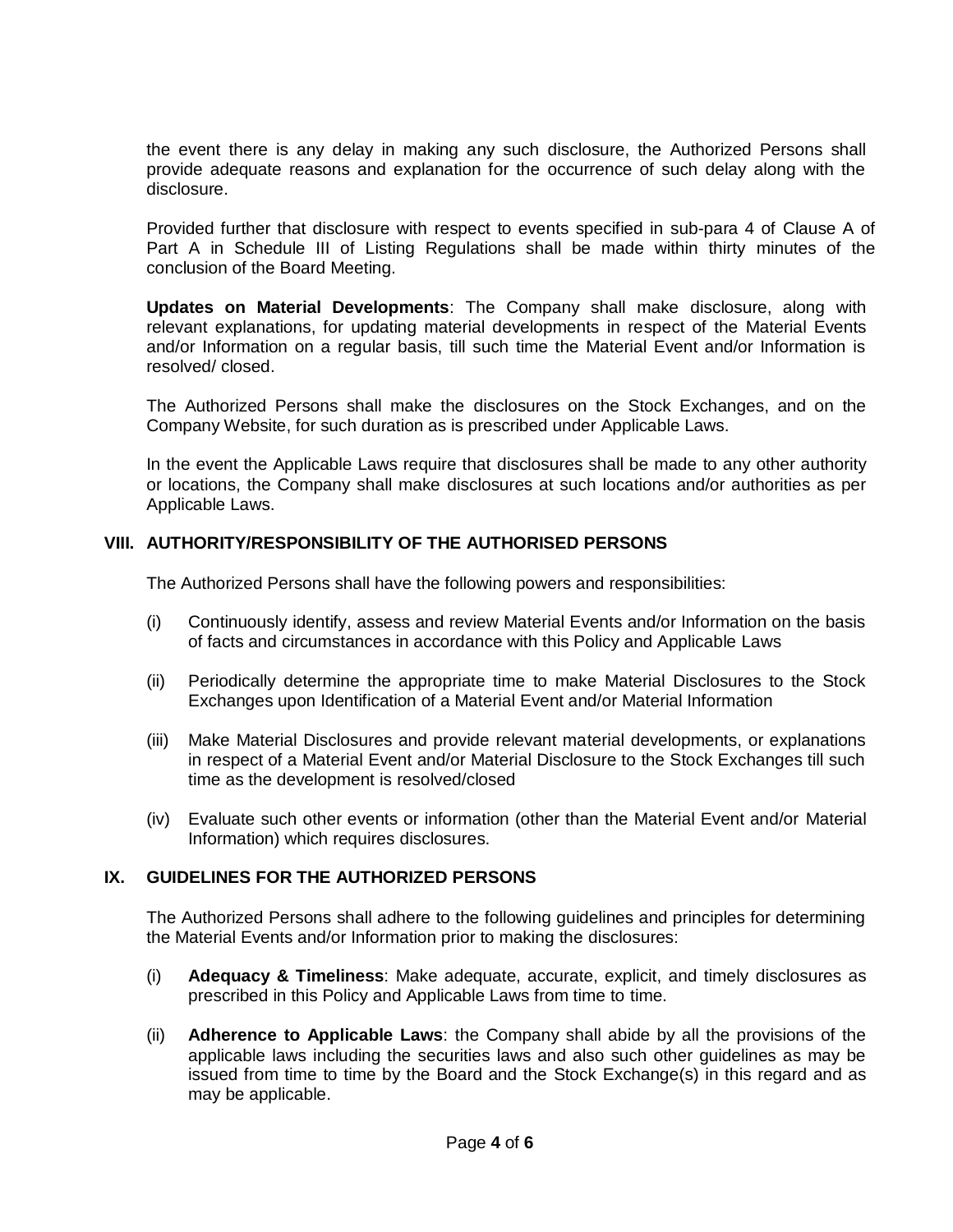the event there is any delay in making any such disclosure, the Authorized Persons shall provide adequate reasons and explanation for the occurrence of such delay along with the disclosure.

Provided further that disclosure with respect to events specified in sub-para 4 of Clause A of Part A in Schedule III of Listing Regulations shall be made within thirty minutes of the conclusion of the Board Meeting.

**Updates on Material Developments**: The Company shall make disclosure, along with relevant explanations, for updating material developments in respect of the Material Events and/or Information on a regular basis, till such time the Material Event and/or Information is resolved/ closed.

The Authorized Persons shall make the disclosures on the Stock Exchanges, and on the Company Website, for such duration as is prescribed under Applicable Laws.

In the event the Applicable Laws require that disclosures shall be made to any other authority or locations, the Company shall make disclosures at such locations and/or authorities as per Applicable Laws.

## VIII. AUTHORITY/RESPONSIBILITY OF THE AUTHORISED PERSONS

The Authorized Persons shall have the following powers and responsibilities:

(i) Continuously identify, assess and review Material Events and/or Information on the basis of facts and circumstances in accordance with this Policy and Applicable Laws

(ii) Periodically determine the appropriate time to make Material Disclosures to the Stock Exchanges upon Identification of a Material Event and/or Material Information

(iii) Make Material Disclosures and provide relevant material developments, or explanations in respect of a Material Event and/or Material Disclosure to the Stock Exchanges till such time as the development is resolved/closed

(iv) Evaluate such other events or information (other than the Material Event and/or Material Information) which requires disclosures.

## IX. GUIDELINES FOR THE AUTHORIZED PERSONS

The Authorized Persons shall adhere to the following guidelines and principles for determining the Material Events and/or Information prior to making the disclosures:

(i) **Adequacy & Timeliness**: Make adequate, accurate, explicit, and timely disclosures as prescribed in this Policy and Applicable Laws from time to time.

(ii) **Adherence to Applicable Laws**: the Company shall abide by all the provisions of the applicable laws including the securities laws and also such other guidelines as may be issued from time to time by the Board and the Stock Exchange(s) in this regard and as may be applicable.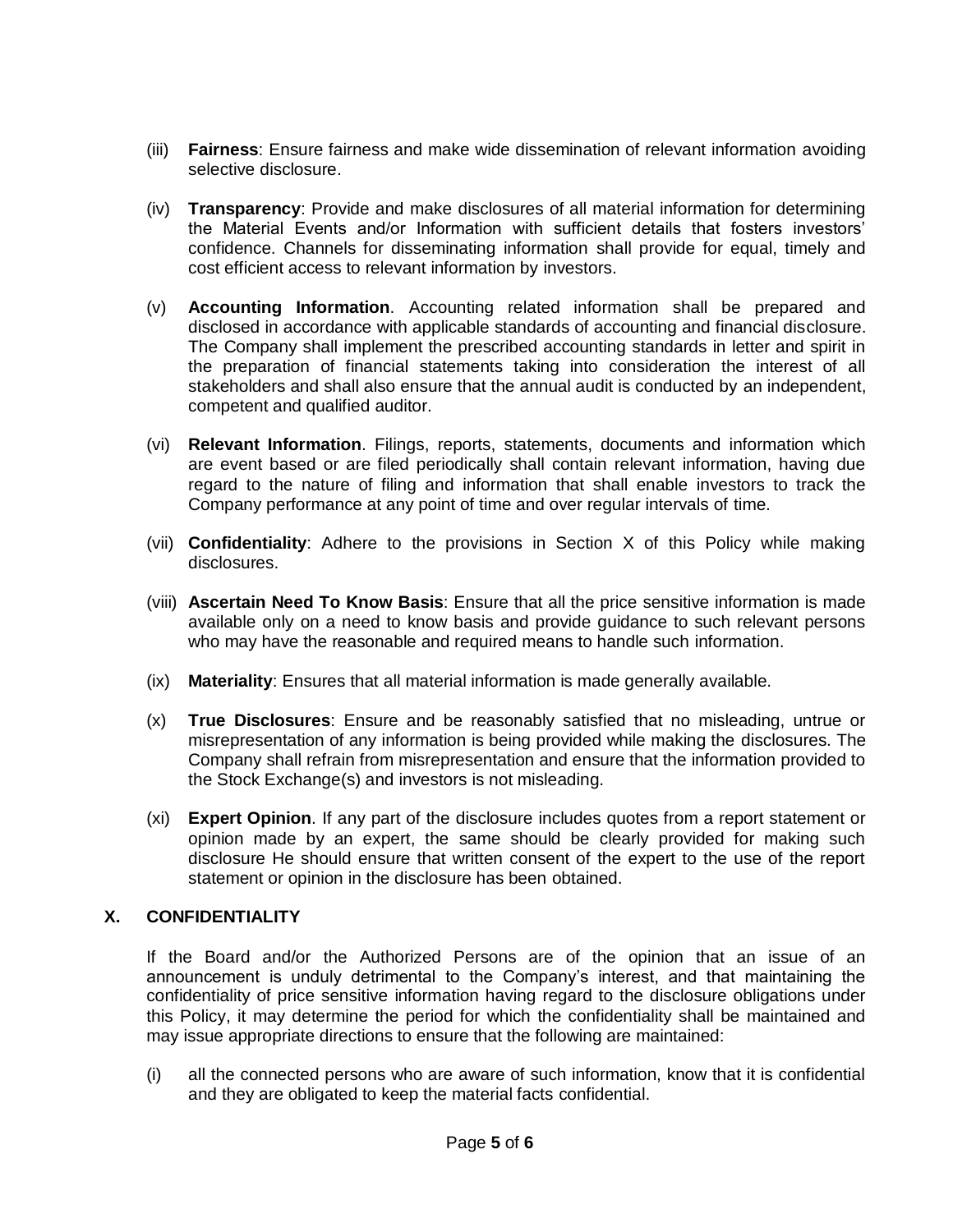(iii) **Fairness**: Ensure fairness and make wide dissemination of relevant information avoiding selective disclosure.

(iv) **Transparency**: Provide and make disclosures of all material information for determining the Material Events and/or Information with sufficient details that fosters investors' confidence. Channels for disseminating information shall provide for equal, timely and cost efficient access to relevant information by investors.

(v) **Accounting Information**. Accounting related information shall be prepared and disclosed in accordance with applicable standards of accounting and financial disclosure. The Company shall implement the prescribed accounting standards in letter and spirit in the preparation of financial statements taking into consideration the interest of all stakeholders and shall also ensure that the annual audit is conducted by an independent, competent and qualified auditor.

(vi) **Relevant Information**. Filings, reports, statements, documents and information which are event based or are filed periodically shall contain relevant information, having due regard to the nature of filing and information that shall enable investors to track the Company performance at any point of time and over regular intervals of time.

(vii) **Confidentiality**: Adhere to the provisions in Section X of this Policy while making disclosures.

(viii) **Ascertain Need To Know Basis**: Ensure that all the price sensitive information is made available only on a need to know basis and provide guidance to such relevant persons who may have the reasonable and required means to handle such information.

(ix) **Materiality**: Ensures that all material information is made generally available.

(x) **True Disclosures**: Ensure and be reasonably satisfied that no misleading, untrue or misrepresentation of any information is being provided while making the disclosures. The Company shall refrain from misrepresentation and ensure that the information provided to the Stock Exchange(s) and investors is not misleading.

(xi) **Expert Opinion**. If any part of the disclosure includes quotes from a report statement or opinion made by an expert, the same should be clearly provided for making such disclosure He should ensure that written consent of the expert to the use of the report statement or opinion in the disclosure has been obtained.

## X. CONFIDENTIALITY

If the Board and/or the Authorized Persons are of the opinion that an issue of an announcement is unduly detrimental to the Company's interest, and that maintaining the confidentiality of price sensitive information having regard to the disclosure obligations under this Policy, it may determine the period for which the confidentiality shall be maintained and may issue appropriate directions to ensure that the following are maintained:

(i) all the connected persons who are aware of such information, know that it is confidential and they are obligated to keep the material facts confidential.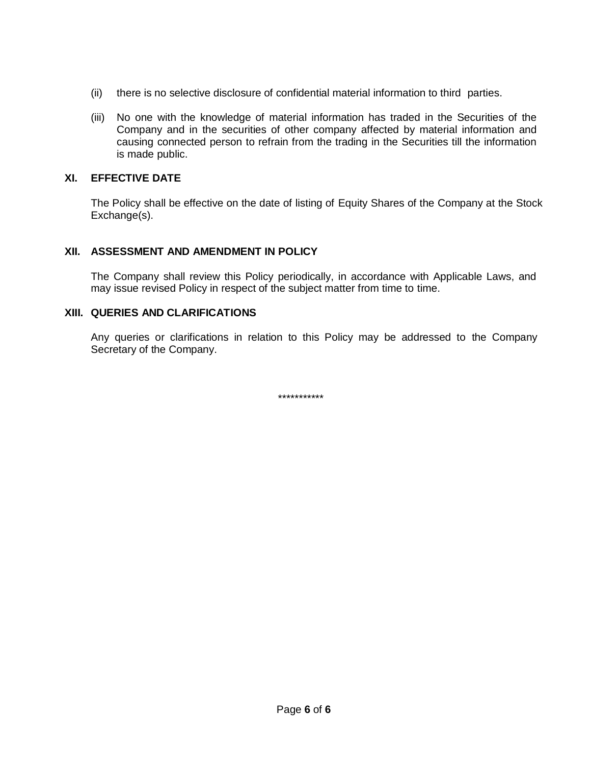(ii) there is no selective disclosure of confidential material information to third parties.

(iii) No one with the knowledge of material information has traded in the Securities of the Company and in the securities of other company affected by material information and causing connected person to refrain from the trading in the Securities till the information is made public.

## XI. EFFECTIVE DATE

The Policy shall be effective on the date of listing of Equity Shares of the Company at the Stock Exchange(s).

## XII. ASSESSMENT AND AMENDMENT IN POLICY

The Company shall review this Policy periodically, in accordance with Applicable Laws, and may issue revised Policy in respect of the subject matter from time to time.

## XIII. QUERIES AND CLARIFICATIONS

Any queries or clarifications in relation to this Policy may be addressed to the Company Secretary of the Company.

***********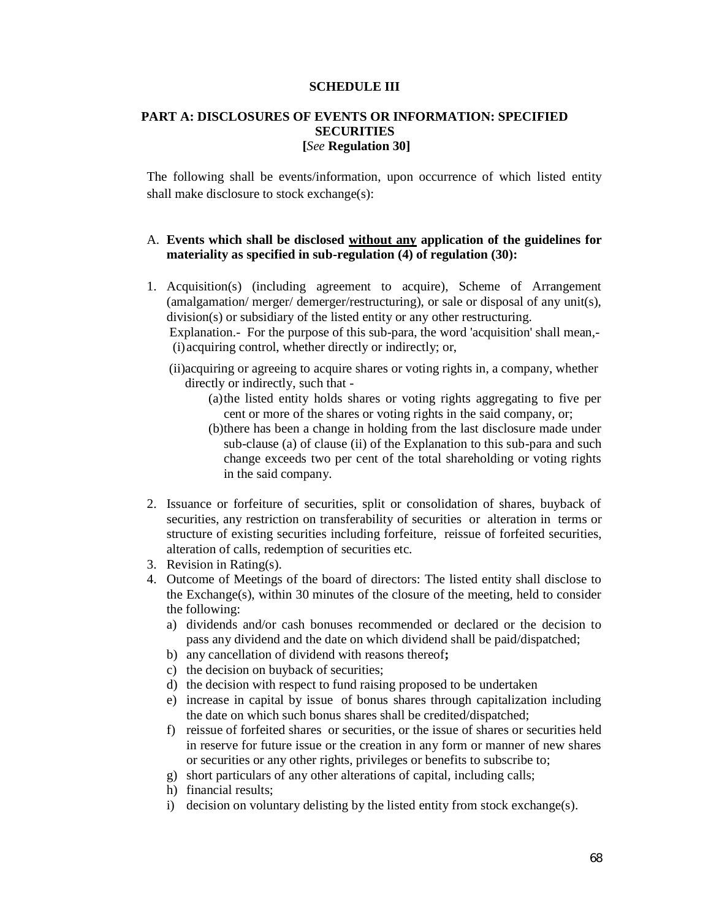# SCHEDULE III

## PART A: DISCLOSURES OF EVENTS OR INFORMATION: SPECIFIED SECURITIES

**[*See* Regulation 30]**

The following shall be events/information, upon occurrence of which listed entity shall make disclosure to stock exchange(s):

A. **Events which shall be disclosed without any application of the guidelines for materiality as specified in sub-regulation (4) of regulation (30):**

1. Acquisition(s) (including agreement to acquire), Scheme of Arrangement (amalgamation/ merger/ demerger/restructuring), or sale or disposal of any unit(s), division(s) or subsidiary of the listed entity or any other restructuring.

   Explanation.- For the purpose of this sub-para, the word 'acquisition' shall mean,-

   (i) acquiring control, whether directly or indirectly; or,

   (ii) acquiring or agreeing to acquire shares or voting rights in, a company, whether directly or indirectly, such that -

   (a) the listed entity holds shares or voting rights aggregating to five per cent or more of the shares or voting rights in the said company, or;

   (b) there has been a change in holding from the last disclosure made under sub-clause (a) of clause (ii) of the Explanation to this sub-para and such change exceeds two per cent of the total shareholding or voting rights in the said company.

2. Issuance or forfeiture of securities, split or consolidation of shares, buyback of securities, any restriction on transferability of securities or alteration in terms or structure of existing securities including forfeiture, reissue of forfeited securities, alteration of calls, redemption of securities etc.
3. Revision in Rating(s).
4. Outcome of Meetings of the board of directors: The listed entity shall disclose to the Exchange(s), within 30 minutes of the closure of the meeting, held to consider the following:
   a) dividends and/or cash bonuses recommended or declared or the decision to pass any dividend and the date on which dividend shall be paid/dispatched;
   b) any cancellation of dividend with reasons thereof**;**
   c) the decision on buyback of securities;
   d) the decision with respect to fund raising proposed to be undertaken
   e) increase in capital by issue of bonus shares through capitalization including the date on which such bonus shares shall be credited/dispatched;
   f) reissue of forfeited shares or securities, or the issue of shares or securities held in reserve for future issue or the creation in any form or manner of new shares or securities or any other rights, privileges or benefits to subscribe to;
   g) short particulars of any other alterations of capital, including calls;
   h) financial results;
   i) decision on voluntary delisting by the listed entity from stock exchange(s).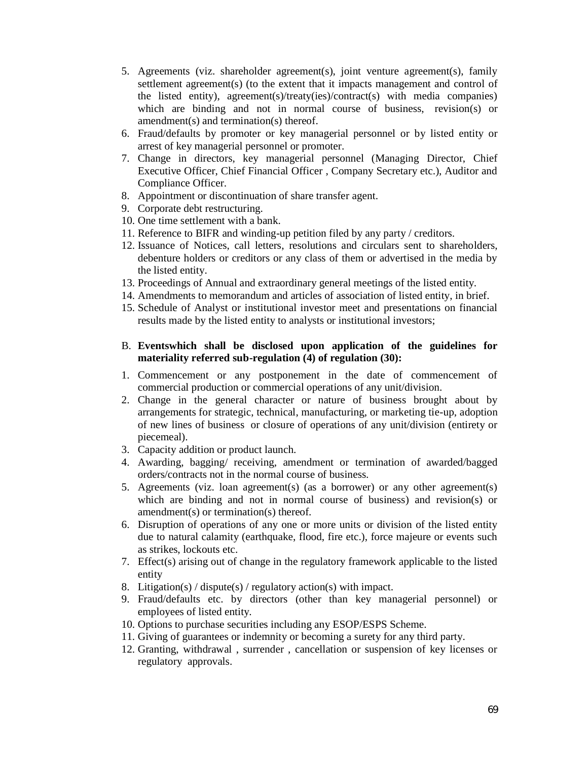5. Agreements (viz. shareholder agreement(s), joint venture agreement(s), family settlement agreement(s) (to the extent that it impacts management and control of the listed entity), agreement(s)/treaty(ies)/contract(s) with media companies) which are binding and not in normal course of business, revision(s) or amendment(s) and termination(s) thereof.
6. Fraud/defaults by promoter or key managerial personnel or by listed entity or arrest of key managerial personnel or promoter.
7. Change in directors, key managerial personnel (Managing Director, Chief Executive Officer, Chief Financial Officer , Company Secretary etc.), Auditor and Compliance Officer.
8. Appointment or discontinuation of share transfer agent.
9. Corporate debt restructuring.
10. One time settlement with a bank.
11. Reference to BIFR and winding-up petition filed by any party / creditors.
12. Issuance of Notices, call letters, resolutions and circulars sent to shareholders, debenture holders or creditors or any class of them or advertised in the media by the listed entity.
13. Proceedings of Annual and extraordinary general meetings of the listed entity.
14. Amendments to memorandum and articles of association of listed entity, in brief.
15. Schedule of Analyst or institutional investor meet and presentations on financial results made by the listed entity to analysts or institutional investors;

B. **Eventswhich shall be disclosed upon application of the guidelines for materiality referred sub-regulation (4) of regulation (30):**

1. Commencement or any postponement in the date of commencement of commercial production or commercial operations of any unit/division.
2. Change in the general character or nature of business brought about by arrangements for strategic, technical, manufacturing, or marketing tie-up, adoption of new lines of business or closure of operations of any unit/division (entirety or piecemeal).
3. Capacity addition or product launch.
4. Awarding, bagging/ receiving, amendment or termination of awarded/bagged orders/contracts not in the normal course of business.
5. Agreements (viz. loan agreement(s) (as a borrower) or any other agreement(s) which are binding and not in normal course of business) and revision(s) or amendment(s) or termination(s) thereof.
6. Disruption of operations of any one or more units or division of the listed entity due to natural calamity (earthquake, flood, fire etc.), force majeure or events such as strikes, lockouts etc.
7. Effect(s) arising out of change in the regulatory framework applicable to the listed entity
8. Litigation(s) / dispute(s) / regulatory action(s) with impact.
9. Fraud/defaults etc. by directors (other than key managerial personnel) or employees of listed entity.
10. Options to purchase securities including any ESOP/ESPS Scheme.
11. Giving of guarantees or indemnity or becoming a surety for any third party.
12. Granting, withdrawal , surrender , cancellation or suspension of key licenses or regulatory approvals.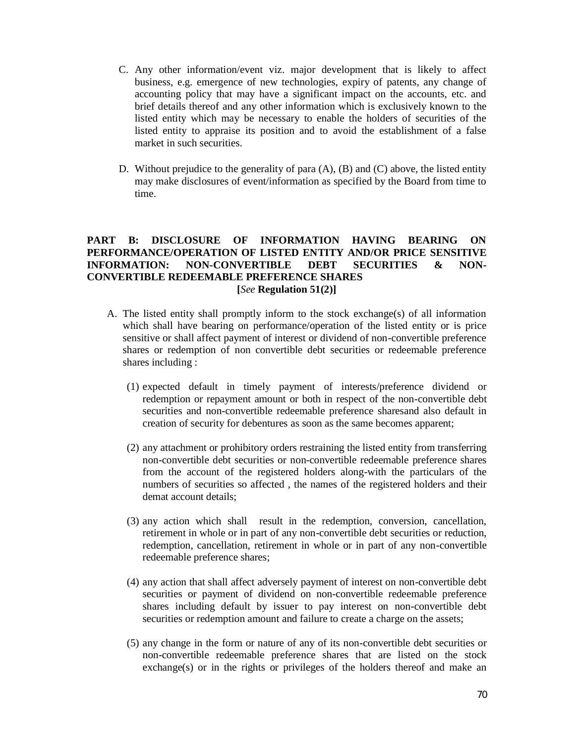C. Any other information/event viz. major development that is likely to affect business, e.g. emergence of new technologies, expiry of patents, any change of accounting policy that may have a significant impact on the accounts, etc. and brief details thereof and any other information which is exclusively known to the listed entity which may be necessary to enable the holders of securities of the listed entity to appraise its position and to avoid the establishment of a false market in such securities.

D. Without prejudice to the generality of para (A), (B) and (C) above, the listed entity may make disclosures of event/information as specified by the Board from time to time.

## PART B: DISCLOSURE OF INFORMATION HAVING BEARING ON PERFORMANCE/OPERATION OF LISTED ENTITY AND/OR PRICE SENSITIVE INFORMATION: NON-CONVERTIBLE DEBT SECURITIES & NON-CONVERTIBLE REDEEMABLE PREFERENCE SHARES

**[*See* Regulation 51(2)]**

A. The listed entity shall promptly inform to the stock exchange(s) of all information which shall have bearing on performance/operation of the listed entity or is price sensitive or shall affect payment of interest or dividend of non-convertible preference shares or redemption of non convertible debt securities or redeemable preference shares including :

(1) expected default in timely payment of interests/preference dividend or redemption or repayment amount or both in respect of the non-convertible debt securities and non-convertible redeemable preference sharesand also default in creation of security for debentures as soon as the same becomes apparent;

(2) any attachment or prohibitory orders restraining the listed entity from transferring non-convertible debt securities or non-convertible redeemable preference shares from the account of the registered holders along-with the particulars of the numbers of securities so affected , the names of the registered holders and their demat account details;

(3) any action which shall result in the redemption, conversion, cancellation, retirement in whole or in part of any non-convertible debt securities or reduction, redemption, cancellation, retirement in whole or in part of any non-convertible redeemable preference shares;

(4) any action that shall affect adversely payment of interest on non-convertible debt securities or payment of dividend on non-convertible redeemable preference shares including default by issuer to pay interest on non-convertible debt securities or redemption amount and failure to create a charge on the assets;

(5) any change in the form or nature of any of its non-convertible debt securities or non-convertible redeemable preference shares that are listed on the stock exchange(s) or in the rights or privileges of the holders thereof and make an